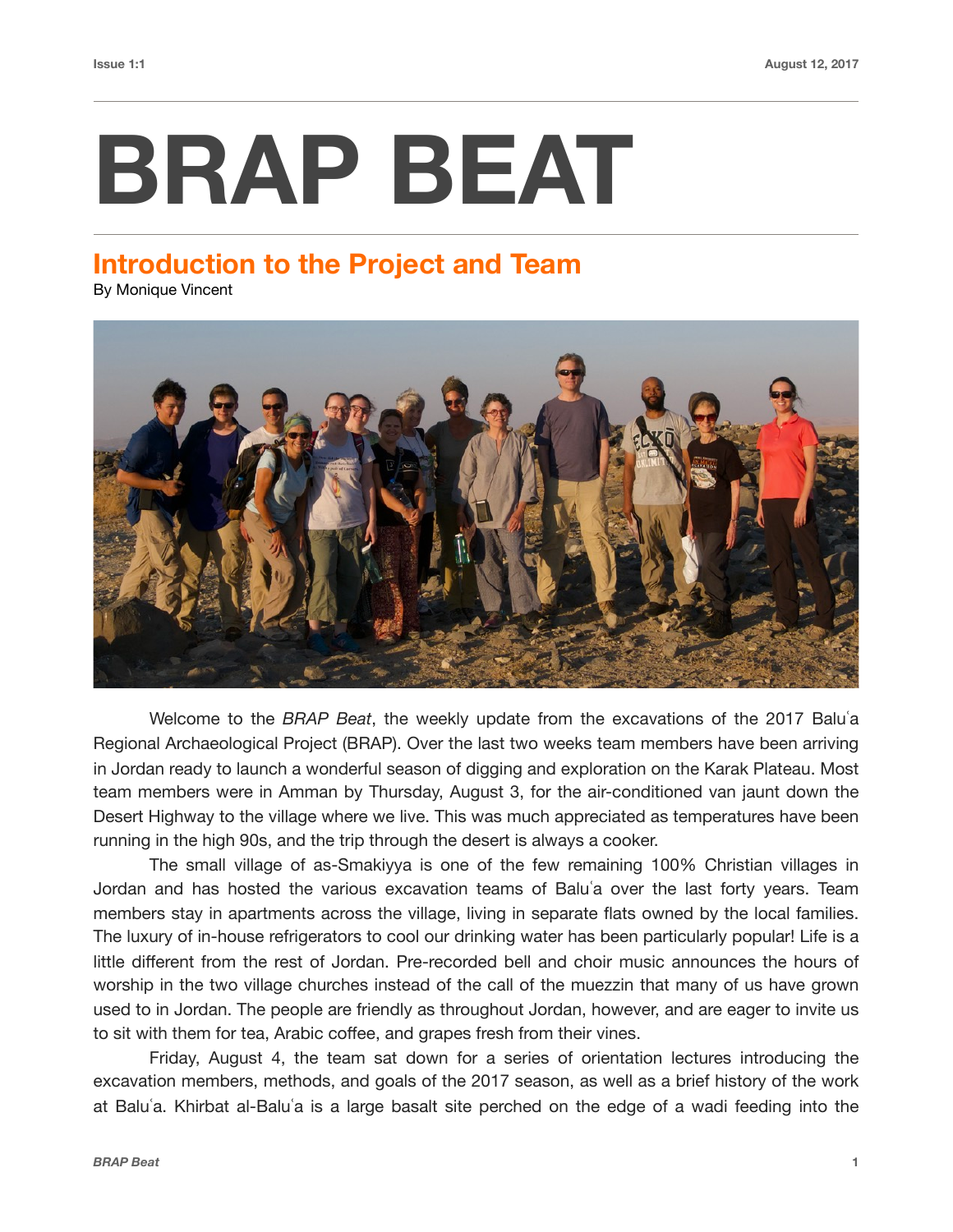# BRAP BEAT

## Introduction to the Project and Team

By Monique Vincent

Welcome to the *BRAP Beat*, the weekly update from the excavations of the 2017 Baluʿa Regional Archaeological Project (BRAP). Over the last two weeks team members have been arriving in Jordan ready to launch a wonderful season of digging and exploration on the Karak Plateau. Most team members were in Amman by Thursday, August 3, for the air-conditioned van jaunt down the Desert Highway to the village where we live. This was much appreciated as temperatures have been running in the high 90s, and the trip through the desert is always a cooker.

The small village of as-Smakiyya is one of the few remaining 100% Christian villages in Jordan and has hosted the various excavation teams of Baluʿa over the last forty years. Team members stay in apartments across the village, living in separate flats owned by the local families. The luxury of in-house refrigerators to cool our drinking water has been particularly popular! Life is a little different from the rest of Jordan. Pre-recorded bell and choir music announces the hours of worship in the two village churches instead of the call of the muezzin that many of us have grown used to in Jordan. The people are friendly as throughout Jordan, however, and are eager to invite us to sit with them for tea, Arabic coffee, and grapes fresh from their vines.

Friday, August 4, the team sat down for a series of orientation lectures introducing the excavation members, methods, and goals of the 2017 season, as well as a brief history of the work at Baluʿa. Khirbat al-Baluʿa is a large basalt site perched on the edge of a wadi feeding into the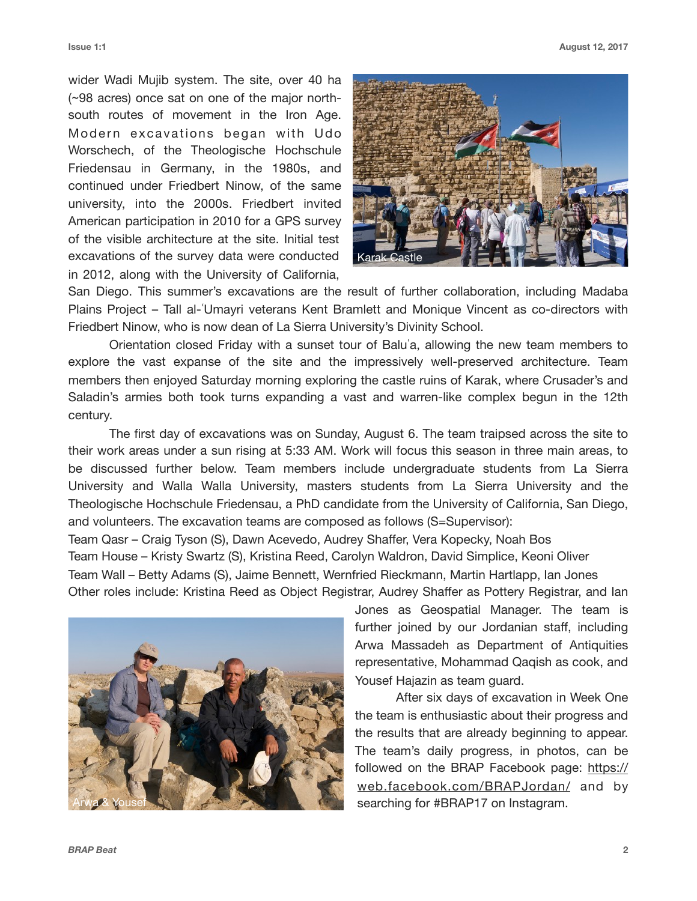wider Wadi Mujib system. The site, over 40 ha (~98 acres) once sat on one of the major north-south routes of movement in the Iron Age. Modern excavations began with Udo Worschech, of the Theologische Hochschule Friedensau in Germany, in the 1980s, and continued under Friedbert Ninow, of the same university, into the 2000s. Friedbert invited American participation in 2010 for a GPS survey of the visible architecture at the site. Initial test excavations of the survey data were conducted in 2012, along with the University of California, San Diego. This summer's excavations are the result of further collaboration, including Madaba Plains Project – Tall al-ʿUmayri veterans Kent Bramlett and Monique Vincent as co-directors with Friedbert Ninow, who is now dean of La Sierra University's Divinity School.

Karak Castle

Orientation closed Friday with a sunset tour of Baluʿa, allowing the new team members to explore the vast expanse of the site and the impressively well-preserved architecture. Team members then enjoyed Saturday morning exploring the castle ruins of Karak, where Crusader's and Saladin's armies both took turns expanding a vast and warren-like complex begun in the 12th century.

The first day of excavations was on Sunday, August 6. The team traipsed across the site to their work areas under a sun rising at 5:33 AM. Work will focus this season in three main areas, to be discussed further below. Team members include undergraduate students from La Sierra University and Walla Walla University, masters students from La Sierra University and the Theologische Hochschule Friedensau, a PhD candidate from the University of California, San Diego, and volunteers. The excavation teams are composed as follows (S=Supervisor):

Team Qasr – Craig Tyson (S), Dawn Acevedo, Audrey Shaffer, Vera Kopecky, Noah Bos

Team House – Kristy Swartz (S), Kristina Reed, Carolyn Waldron, David Simplice, Keoni Oliver

Team Wall – Betty Adams (S), Jaime Bennett, Wernfried Rieckmann, Martin Hartlapp, Ian Jones

Other roles include: Kristina Reed as Object Registrar, Audrey Shaffer as Pottery Registrar, and Ian Jones as Geospatial Manager. The team is further joined by our Jordanian staff, including Arwa Massadeh as Department of Antiquities representative, Mohammad Qaqish as cook, and Yousef Hajazin as team guard.

Arwa & Yousef

After six days of excavation in Week One the team is enthusiastic about their progress and the results that are already beginning to appear. The team's daily progress, in photos, can be followed on the BRAP Facebook page: https://web.facebook.com/BRAPJordan/ and by searching for #BRAP17 on Instagram.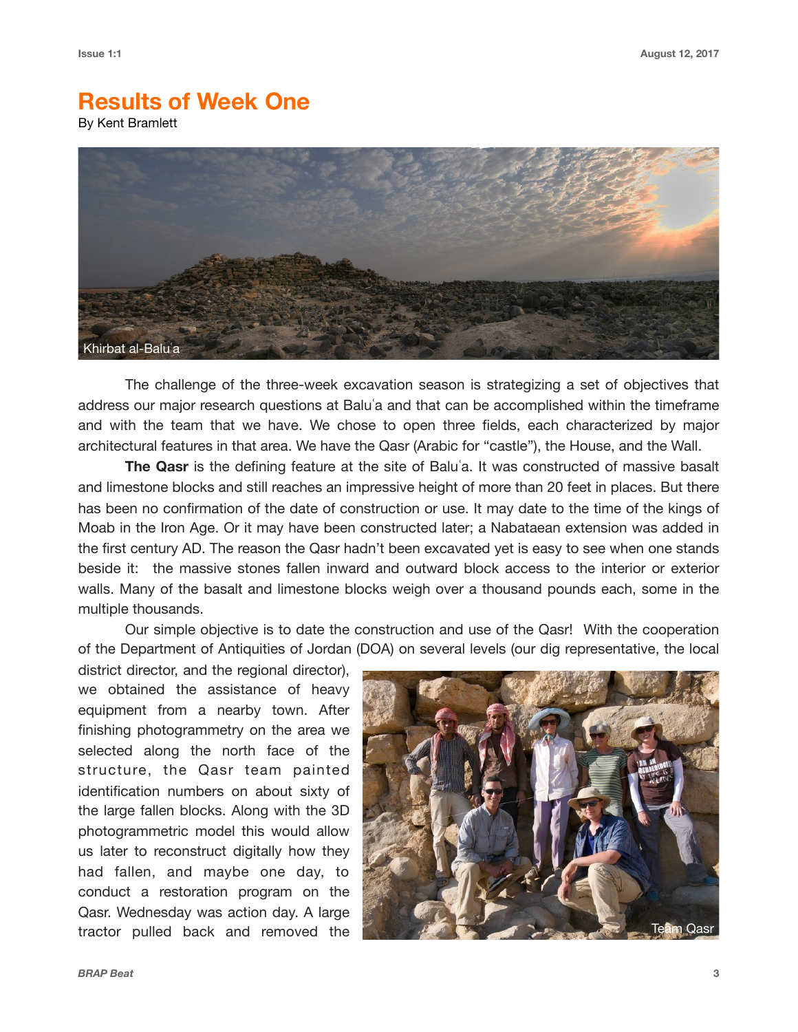# Results of Week One

By Kent Bramlett

Khirbat al-Baluʿa

The challenge of the three-week excavation season is strategizing a set of objectives that address our major research questions at Baluʿa and that can be accomplished within the timeframe and with the team that we have. We chose to open three fields, each characterized by major architectural features in that area. We have the Qasr (Arabic for "castle"), the House, and the Wall.

**The Qasr** is the defining feature at the site of Baluʿa. It was constructed of massive basalt and limestone blocks and still reaches an impressive height of more than 20 feet in places. But there has been no confirmation of the date of construction or use. It may date to the time of the kings of Moab in the Iron Age. Or it may have been constructed later; a Nabataean extension was added in the first century AD. The reason the Qasr hadn't been excavated yet is easy to see when one stands beside it: the massive stones fallen inward and outward block access to the interior or exterior walls. Many of the basalt and limestone blocks weigh over a thousand pounds each, some in the multiple thousands.

Our simple objective is to date the construction and use of the Qasr! With the cooperation of the Department of Antiquities of Jordan (DOA) on several levels (our dig representative, the local district director, and the regional director), we obtained the assistance of heavy equipment from a nearby town. After finishing photogrammetry on the area we selected along the north face of the structure, the Qasr team painted identification numbers on about sixty of the large fallen blocks. Along with the 3D photogrammetric model this would allow us later to reconstruct digitally how they had fallen, and maybe one day, to conduct a restoration program on the Qasr. Wednesday was action day. A large tractor pulled back and removed the

Team Qasr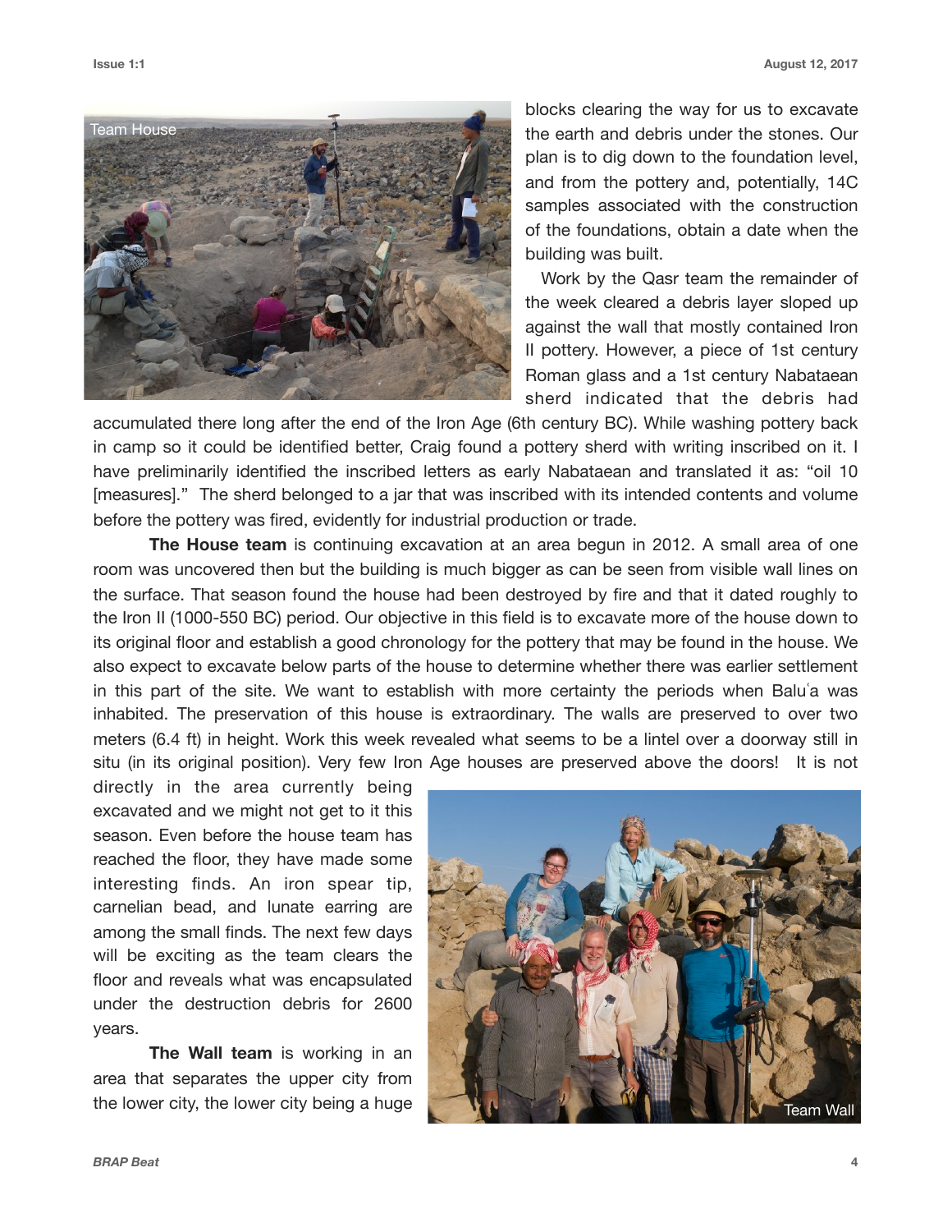blocks clearing the way for us to excavate the earth and debris under the stones. Our plan is to dig down to the foundation level, and from the pottery and, potentially, 14C samples associated with the construction of the foundations, obtain a date when the building was built.

Work by the Qasr team the remainder of the week cleared a debris layer sloped up against the wall that mostly contained Iron II pottery. However, a piece of 1st century Roman glass and a 1st century Nabataean sherd indicated that the debris had accumulated there long after the end of the Iron Age (6th century BC). While washing pottery back in camp so it could be identified better, Craig found a pottery sherd with writing inscribed on it. I have preliminarily identified the inscribed letters as early Nabataean and translated it as: "oil 10 [measures]." The sherd belonged to a jar that was inscribed with its intended contents and volume before the pottery was fired, evidently for industrial production or trade.

**The House team** is continuing excavation at an area begun in 2012. A small area of one room was uncovered then but the building is much bigger as can be seen from visible wall lines on the surface. That season found the house had been destroyed by fire and that it dated roughly to the Iron II (1000-550 BC) period. Our objective in this field is to excavate more of the house down to its original floor and establish a good chronology for the pottery that may be found in the house. We also expect to excavate below parts of the house to determine whether there was earlier settlement in this part of the site. We want to establish with more certainty the periods when Baluʿa was inhabited. The preservation of this house is extraordinary. The walls are preserved to over two meters (6.4 ft) in height. Work this week revealed what seems to be a lintel over a doorway still in situ (in its original position). Very few Iron Age houses are preserved above the doors! It is not directly in the area currently being excavated and we might not get to it this season. Even before the house team has reached the floor, they have made some interesting finds. An iron spear tip, carnelian bead, and lunate earring are among the small finds. The next few days will be exciting as the team clears the floor and reveals what was encapsulated under the destruction debris for 2600 years.

**The Wall team** is working in an area that separates the upper city from the lower city, the lower city being a huge

Team House

Team Wall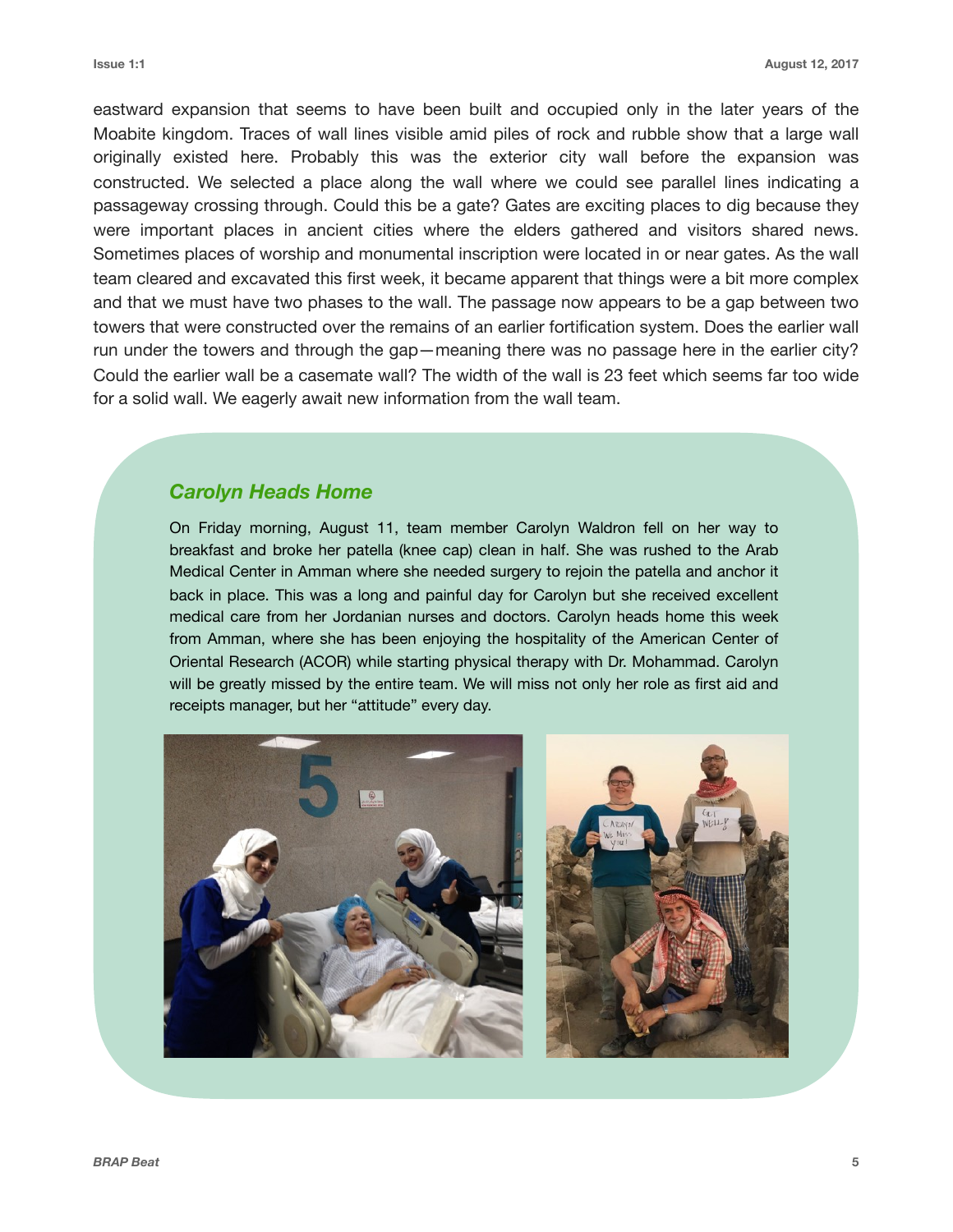eastward expansion that seems to have been built and occupied only in the later years of the Moabite kingdom. Traces of wall lines visible amid piles of rock and rubble show that a large wall originally existed here. Probably this was the exterior city wall before the expansion was constructed. We selected a place along the wall where we could see parallel lines indicating a passageway crossing through. Could this be a gate? Gates are exciting places to dig because they were important places in ancient cities where the elders gathered and visitors shared news. Sometimes places of worship and monumental inscription were located in or near gates. As the wall team cleared and excavated this first week, it became apparent that things were a bit more complex and that we must have two phases to the wall. The passage now appears to be a gap between two towers that were constructed over the remains of an earlier fortification system. Does the earlier wall run under the towers and through the gap—meaning there was no passage here in the earlier city? Could the earlier wall be a casemate wall? The width of the wall is 23 feet which seems far too wide for a solid wall. We eagerly await new information from the wall team.

### *Carolyn Heads Home*

On Friday morning, August 11, team member Carolyn Waldron fell on her way to breakfast and broke her patella (knee cap) clean in half. She was rushed to the Arab Medical Center in Amman where she needed surgery to rejoin the patella and anchor it back in place. This was a long and painful day for Carolyn but she received excellent medical care from her Jordanian nurses and doctors. Carolyn heads home this week from Amman, where she has been enjoying the hospitality of the American Center of Oriental Research (ACOR) while starting physical therapy with Dr. Mohammad. Carolyn will be greatly missed by the entire team. We will miss not only her role as first aid and receipts manager, but her "attitude" every day.